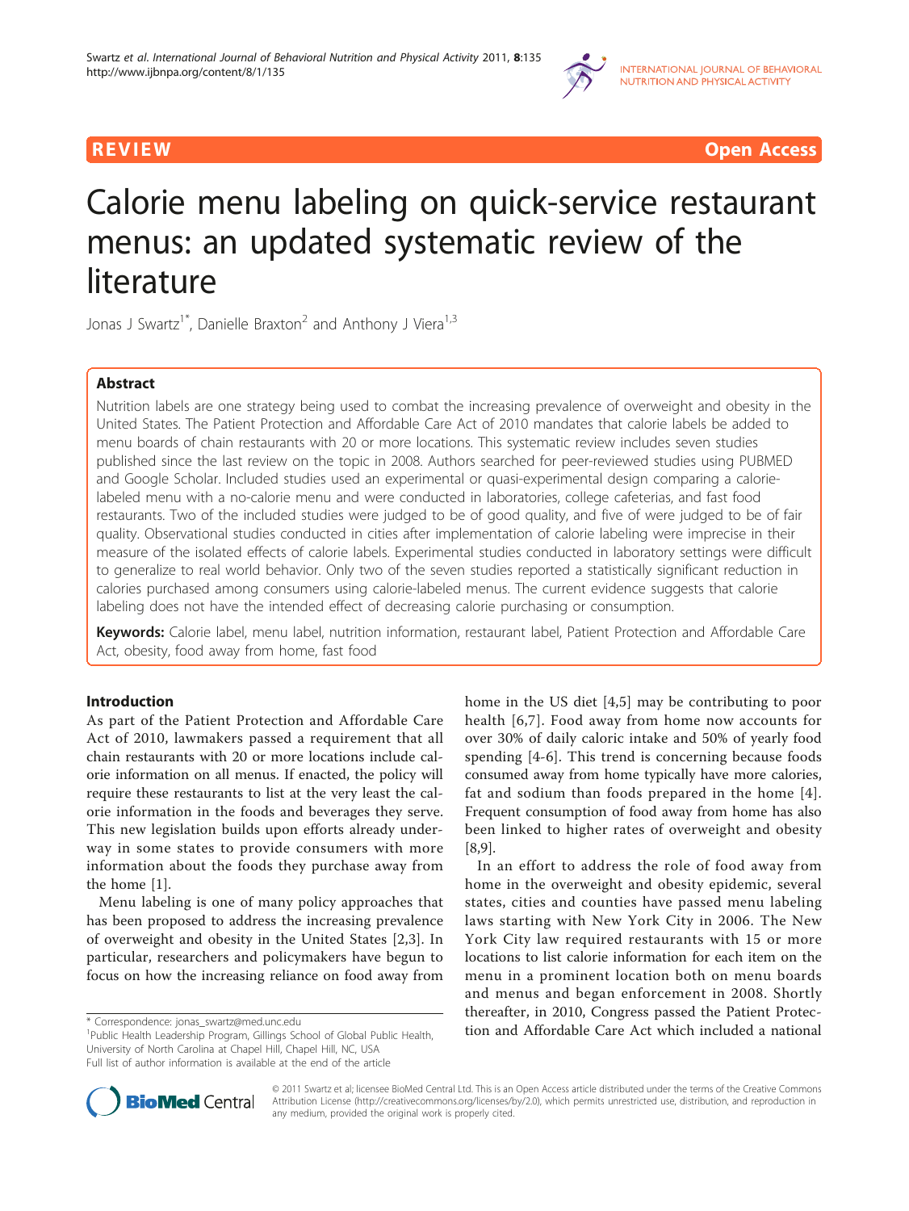REVIEW Open Access

# Calorie menu labeling on quick-service restaurant menus: an updated systematic review of the literature

Jonas J Swartz[1*], Danielle Braxton[2] and Anthony J Viera[1,3]

## Abstract

Nutrition labels are one strategy being used to combat the increasing prevalence of overweight and obesity in the United States. The Patient Protection and Affordable Care Act of 2010 mandates that calorie labels be added to menu boards of chain restaurants with 20 or more locations. This systematic review includes seven studies published since the last review on the topic in 2008. Authors searched for peer-reviewed studies using PUBMED and Google Scholar. Included studies used an experimental or quasi-experimental design comparing a calorie-labeled menu with a no-calorie menu and were conducted in laboratories, college cafeterias, and fast food restaurants. Two of the included studies were judged to be of good quality, and five of were judged to be of fair quality. Observational studies conducted in cities after implementation of calorie labeling were imprecise in their measure of the isolated effects of calorie labels. Experimental studies conducted in laboratory settings were difficult to generalize to real world behavior. Only two of the seven studies reported a statistically significant reduction in calories purchased among consumers using calorie-labeled menus. The current evidence suggests that calorie labeling does not have the intended effect of decreasing calorie purchasing or consumption.

**Keywords:** Calorie label, menu label, nutrition information, restaurant label, Patient Protection and Affordable Care Act, obesity, food away from home, fast food

## Introduction

As part of the Patient Protection and Affordable Care Act of 2010, lawmakers passed a requirement that all chain restaurants with 20 or more locations include calorie information on all menus. If enacted, the policy will require these restaurants to list at the very least the calorie information in the foods and beverages they serve. This new legislation builds upon efforts already underway in some states to provide consumers with more information about the foods they purchase away from the home [1].

Menu labeling is one of many policy approaches that has been proposed to address the increasing prevalence of overweight and obesity in the United States [2,3]. In particular, researchers and policymakers have begun to focus on how the increasing reliance on food away from home in the US diet [4,5] may be contributing to poor health [6,7]. Food away from home now accounts for over 30% of daily caloric intake and 50% of yearly food spending [4-6]. This trend is concerning because foods consumed away from home typically have more calories, fat and sodium than foods prepared in the home [4]. Frequent consumption of food away from home has also been linked to higher rates of overweight and obesity [8,9].

In an effort to address the role of food away from home in the overweight and obesity epidemic, several states, cities and counties have passed menu labeling laws starting with New York City in 2006. The New York City law required restaurants with 15 or more locations to list calorie information for each item on the menu in a prominent location both on menu boards and menus and began enforcement in 2008. Shortly thereafter, in 2010, Congress passed the Patient Protection and Affordable Care Act which included a national

\* Correspondence: jonas_swartz@med.unc.edu
[1]Public Health Leadership Program, Gillings School of Global Public Health, University of North Carolina at Chapel Hill, Chapel Hill, NC, USA
Full list of author information is available at the end of the article

© 2011 Swartz et al; licensee BioMed Central Ltd. This is an Open Access article distributed under the terms of the Creative Commons Attribution License (http://creativecommons.org/licenses/by/2.0), which permits unrestricted use, distribution, and reproduction in any medium, provided the original work is properly cited.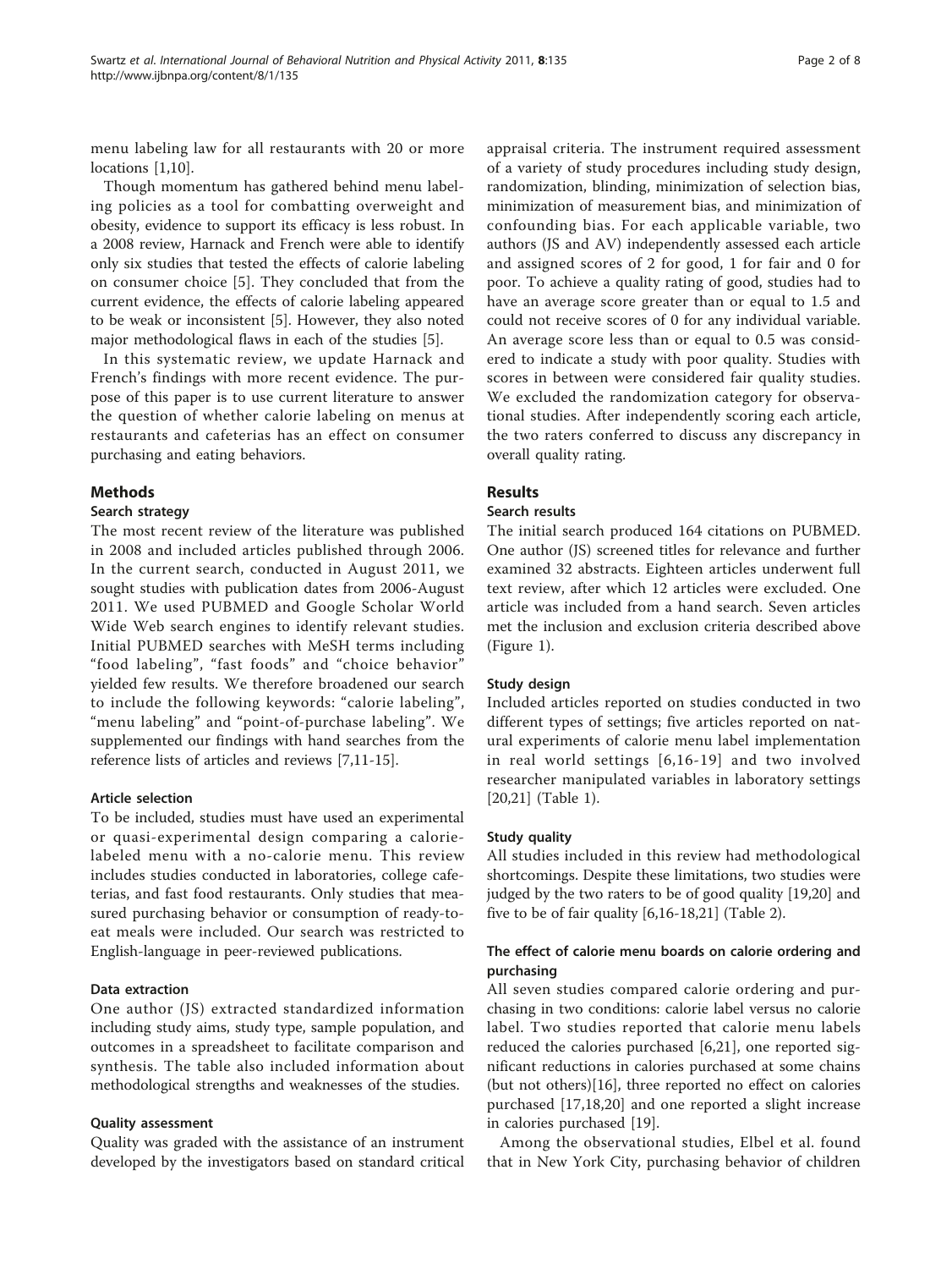menu labeling law for all restaurants with 20 or more locations [1,10].

Though momentum has gathered behind menu labeling policies as a tool for combatting overweight and obesity, evidence to support its efficacy is less robust. In a 2008 review, Harnack and French were able to identify only six studies that tested the effects of calorie labeling on consumer choice [5]. They concluded that from the current evidence, the effects of calorie labeling appeared to be weak or inconsistent [5]. However, they also noted major methodological flaws in each of the studies [5].

In this systematic review, we update Harnack and French's findings with more recent evidence. The purpose of this paper is to use current literature to answer the question of whether calorie labeling on menus at restaurants and cafeterias has an effect on consumer purchasing and eating behaviors.

## Methods

### Search strategy

The most recent review of the literature was published in 2008 and included articles published through 2006. In the current search, conducted in August 2011, we sought studies with publication dates from 2006-August 2011. We used PUBMED and Google Scholar World Wide Web search engines to identify relevant studies. Initial PUBMED searches with MeSH terms including "food labeling", "fast foods" and "choice behavior" yielded few results. We therefore broadened our search to include the following keywords: "calorie labeling", "menu labeling" and "point-of-purchase labeling". We supplemented our findings with hand searches from the reference lists of articles and reviews [7,11-15].

### Article selection

To be included, studies must have used an experimental or quasi-experimental design comparing a calorie-labeled menu with a no-calorie menu. This review includes studies conducted in laboratories, college cafeterias, and fast food restaurants. Only studies that measured purchasing behavior or consumption of ready-to-eat meals were included. Our search was restricted to English-language in peer-reviewed publications.

### Data extraction

One author (JS) extracted standardized information including study aims, study type, sample population, and outcomes in a spreadsheet to facilitate comparison and synthesis. The table also included information about methodological strengths and weaknesses of the studies.

### Quality assessment

Quality was graded with the assistance of an instrument developed by the investigators based on standard critical appraisal criteria. The instrument required assessment of a variety of study procedures including study design, randomization, blinding, minimization of selection bias, minimization of measurement bias, and minimization of confounding bias. For each applicable variable, two authors (JS and AV) independently assessed each article and assigned scores of 2 for good, 1 for fair and 0 for poor. To achieve a quality rating of good, studies had to have an average score greater than or equal to 1.5 and could not receive scores of 0 for any individual variable. An average score less than or equal to 0.5 was considered to indicate a study with poor quality. Studies with scores in between were considered fair quality studies. We excluded the randomization category for observational studies. After independently scoring each article, the two raters conferred to discuss any discrepancy in overall quality rating.

## Results

### Search results

The initial search produced 164 citations on PUBMED. One author (JS) screened titles for relevance and further examined 32 abstracts. Eighteen articles underwent full text review, after which 12 articles were excluded. One article was included from a hand search. Seven articles met the inclusion and exclusion criteria described above (Figure 1).

### Study design

Included articles reported on studies conducted in two different types of settings; five articles reported on natural experiments of calorie menu label implementation in real world settings [6,16-19] and two involved researcher manipulated variables in laboratory settings [20,21] (Table 1).

### Study quality

All studies included in this review had methodological shortcomings. Despite these limitations, two studies were judged by the two raters to be of good quality [19,20] and five to be of fair quality [6,16-18,21] (Table 2).

### The effect of calorie menu boards on calorie ordering and purchasing

All seven studies compared calorie ordering and purchasing in two conditions: calorie label versus no calorie label. Two studies reported that calorie menu labels reduced the calories purchased [6,21], one reported significant reductions in calories purchased at some chains (but not others)[16], three reported no effect on calories purchased [17,18,20] and one reported a slight increase in calories purchased [19].

Among the observational studies, Elbel et al. found that in New York City, purchasing behavior of children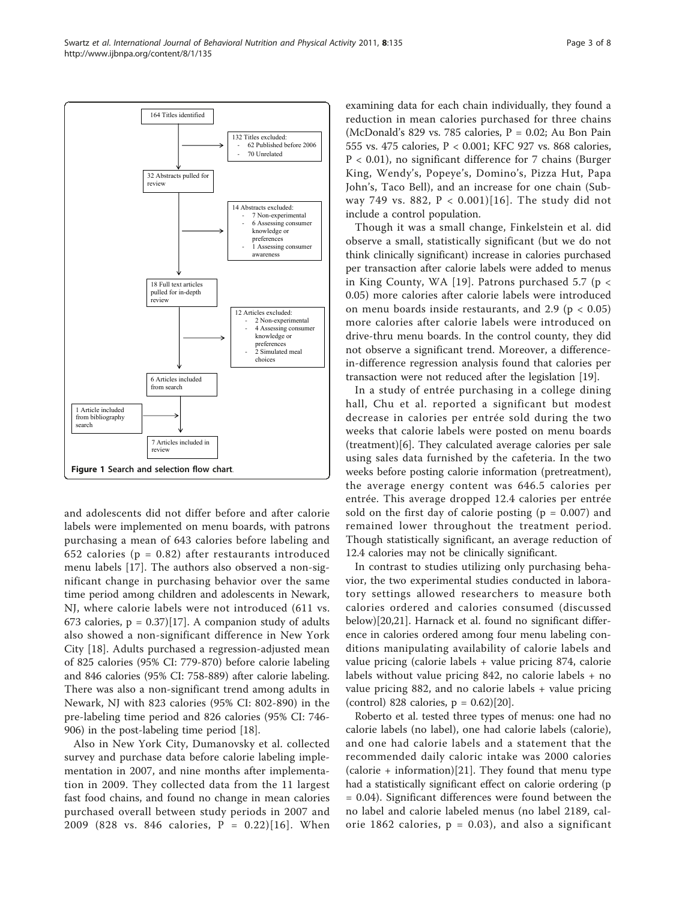164 Titles identified

132 Titles excluded:
- 62 Published before 2006
- 70 Unrelated

32 Abstracts pulled for review

14 Abstracts excluded:
- 7 Non-experimental
- 6 Assessing consumer knowledge or preferences
- 1 Assessing consumer awareness

18 Full text articles pulled for in-depth review

12 Articles excluded:
- 2 Non-experimental
- 4 Assessing consumer knowledge or preferences
- 2 Simulated meal choices

6 Articles included from search

1 Article included from bibliography search

7 Articles included in review

**Figure 1 Search and selection flow chart.**

and adolescents did not differ before and after calorie labels were implemented on menu boards, with patrons purchasing a mean of 643 calories before labeling and 652 calories ($p = 0.82$) after restaurants introduced menu labels [17]. The authors also observed a non-significant change in purchasing behavior over the same time period among children and adolescents in Newark, NJ, where calorie labels were not introduced (611 vs. 673 calories, $p = 0.37$)[17]. A companion study of adults also showed a non-significant difference in New York City [18]. Adults purchased a regression-adjusted mean of 825 calories (95% CI: 779-870) before calorie labeling and 846 calories (95% CI: 758-889) after calorie labeling. There was also a non-significant trend among adults in Newark, NJ with 823 calories (95% CI: 802-890) in the pre-labeling time period and 826 calories (95% CI: 746-906) in the post-labeling time period [18].

Also in New York City, Dumanovsky et al. collected survey and purchase data before calorie labeling implementation in 2007, and nine months after implementation in 2009. They collected data from the 11 largest fast food chains, and found no change in mean calories purchased overall between study periods in 2007 and 2009 (828 vs. 846 calories, $P = 0.22$)[16]. When examining data for each chain individually, they found a reduction in mean calories purchased for three chains (McDonald's 829 vs. 785 calories, $P = 0.02$; Au Bon Pain 555 vs. 475 calories, $P < 0.001$; KFC 927 vs. 868 calories, $P < 0.01$), no significant difference for 7 chains (Burger King, Wendy's, Popeye's, Domino's, Pizza Hut, Papa John's, Taco Bell), and an increase for one chain (Subway 749 vs. 882, $P < 0.001$)[16]. The study did not include a control population.

Though it was a small change, Finkelstein et al. did observe a small, statistically significant (but we do not think clinically significant) increase in calories purchased per transaction after calorie labels were added to menus in King County, WA [19]. Patrons purchased 5.7 ($p < 0.05$) more calories after calorie labels were introduced on menu boards inside restaurants, and 2.9 ($p < 0.05$) more calories after calorie labels were introduced on drive-thru menu boards. In the control county, they did not observe a significant trend. Moreover, a difference-in-difference regression analysis found that calories per transaction were not reduced after the legislation [19].

In a study of entrée purchasing in a college dining hall, Chu et al. reported a significant but modest decrease in calories per entrée sold during the two weeks that calorie labels were posted on menu boards (treatment)[6]. They calculated average calories per sale using sales data furnished by the cafeteria. In the two weeks before posting calorie information (pretreatment), the average energy content was 646.5 calories per entrée. This average dropped 12.4 calories per entrée sold on the first day of calorie posting ($p = 0.007$) and remained lower throughout the treatment period. Though statistically significant, an average reduction of 12.4 calories may not be clinically significant.

In contrast to studies utilizing only purchasing behavior, the two experimental studies conducted in laboratory settings allowed researchers to measure both calories ordered and calories consumed (discussed below)[20,21]. Harnack et al. found no significant difference in calories ordered among four menu labeling conditions manipulating availability of calorie labels and value pricing (calorie labels + value pricing 874, calorie labels without value pricing 842, no calorie labels + no value pricing 882, and no calorie labels + value pricing (control) 828 calories, $p = 0.62$)[20].

Roberto et al. tested three types of menus: one had no calorie labels (no label), one had calorie labels (calorie), and one had calorie labels and a statement that the recommended daily caloric intake was 2000 calories (calorie + information)[21]. They found that menu type had a statistically significant effect on calorie ordering ($p = 0.04$). Significant differences were found between the no label and calorie labeled menus (no label 2189, calorie 1862 calories, $p = 0.03$), and also a significant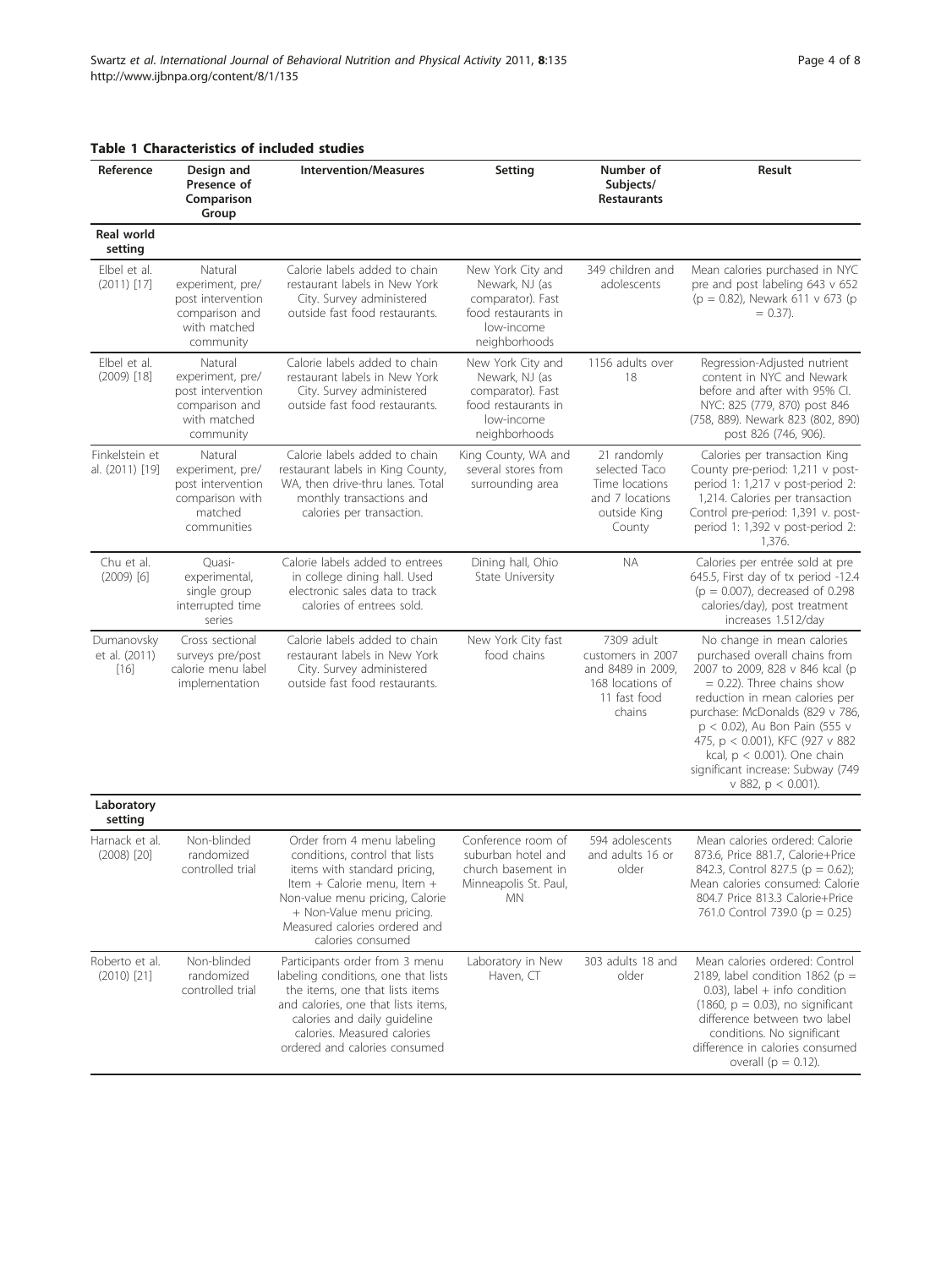**Table 1 Characteristics of included studies**

| Reference | Design and Presence of Comparison Group | Intervention/Measures | Setting | Number of Subjects/ Restaurants | Result |
|---|---|---|---|---|---|
| **Real world setting** | | | | | |
| Elbel et al. (2011) [17] | Natural experiment, pre/ post intervention comparison and with matched community | Calorie labels added to chain restaurant labels in New York City. Survey administered outside fast food restaurants. | New York City and Newark, NJ (as comparator). Fast food restaurants in low-income neighborhoods | 349 children and adolescents | Mean calories purchased in NYC pre and post labeling 643 v 652 ($p = 0.82$), Newark 611 v 673 ($p = 0.37$). |
| Elbel et al. (2009) [18] | Natural experiment, pre/ post intervention comparison and with matched community | Calorie labels added to chain restaurant labels in New York City. Survey administered outside fast food restaurants. | New York City and Newark, NJ (as comparator). Fast food restaurants in low-income neighborhoods | 1156 adults over 18 | Regression-Adjusted nutrient content in NYC and Newark before and after with 95% CI. NYC: 825 (779, 870) post 846 (758, 889). Newark 823 (802, 890) post 826 (746, 906). |
| Finkelstein et al. (2011) [19] | Natural experiment, pre/ post intervention comparison with matched communities | Calorie labels added to chain restaurant labels in King County, WA, then drive-thru lanes. Total monthly transactions and calories per transaction. | King County, WA and several stores from surrounding area | 21 randomly selected Taco Time locations and 7 locations outside King County | Calories per transaction King County pre-period: 1,211 v post-period 1: 1,217 v post-period 2: 1,214. Calories per transaction Control pre-period: 1,391 v. post-period 1: 1,392 v post-period 2: 1,376. |
| Chu et al. (2009) [6] | Quasi-experimental, single group interrupted time series | Calorie labels added to entrees in college dining hall. Used electronic sales data to track calories of entrees sold. | Dining hall, Ohio State University | NA | Calories per entrée sold at pre 645.5, First day of tx period -12.4 ($p = 0.007$), decreased of 0.298 calories/day), post treatment increases 1.512/day |
| Dumanovsky et al. (2011) [16] | Cross sectional surveys pre/post calorie menu label implementation | Calorie labels added to chain restaurant labels in New York City. Survey administered outside fast food restaurants. | New York City fast food chains | 7309 adult customers in 2007 and 8489 in 2009, 168 locations of 11 fast food chains | No change in mean calories purchased overall chains from 2007 to 2009, 828 v 846 kcal ($p = 0.22$). Three chains show reduction in mean calories per purchase: McDonalds (829 v 786, $p < 0.02$), Au Bon Pain (555 v 475, $p < 0.001$), KFC (927 v 882 kcal, $p < 0.001$). One chain significant increase: Subway (749 v 882, $p < 0.001$). |
| **Laboratory setting** | | | | | |
| Harnack et al. (2008) [20] | Non-blinded randomized controlled trial | Order from 4 menu labeling conditions, control that lists items with standard pricing, Item + Calorie menu, Item + Non-value menu pricing, Calorie + Non-Value menu pricing. Measured calories ordered and calories consumed | Conference room of suburban hotel and church basement in Minneapolis St. Paul, MN | 594 adolescents and adults 16 or older | Mean calories ordered: Calorie 873.6, Price 881.7, Calorie+Price 842.3, Control 827.5 ($p = 0.62$); Mean calories consumed: Calorie 804.7 Price 813.3 Calorie+Price 761.0 Control 739.0 ($p = 0.25$) |
| Roberto et al. (2010) [21] | Non-blinded randomized controlled trial | Participants order from 3 menu labeling conditions, one that lists the items, one that lists items and calories, one that lists items, calories and daily guideline calories. Measured calories ordered and calories consumed | Laboratory in New Haven, CT | 303 adults 18 and older | Mean calories ordered: Control 2189, label condition 1862 ($p = 0.03$), label + info condition (1860, $p = 0.03$), no significant difference between two label conditions. No significant difference in calories consumed overall ($p = 0.12$). |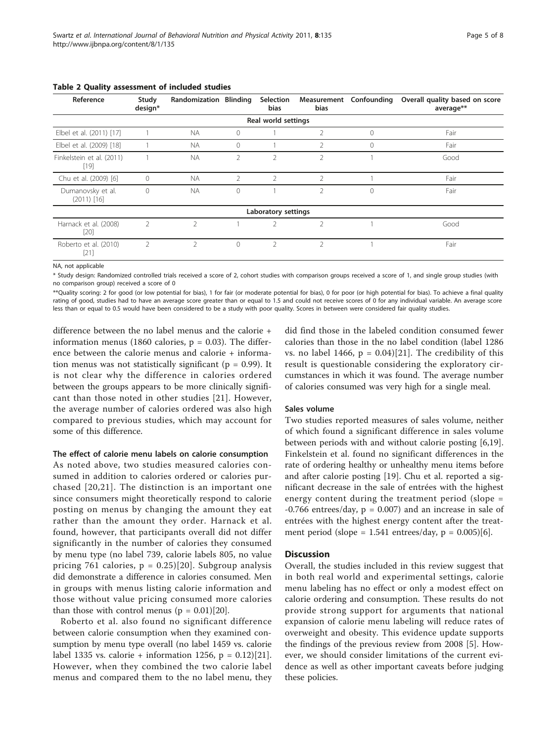**Table 2 Quality assessment of included studies**

| Reference | Study design* | Randomization | Blinding | Selection bias | Measurement bias | Confounding | Overall quality based on score average** |
|---|---|---|---|---|---|---|---|
| **Real world settings** | | | | | | | |
| Elbel et al. (2011) [17] | 1 | NA | 0 | 1 | 2 | 0 | Fair |
| Elbel et al. (2009) [18] | 1 | NA | 0 | 1 | 2 | 0 | Fair |
| Finkelstein et al. (2011) [19] | 1 | NA | 2 | 2 | 2 | 1 | Good |
| Chu et al. (2009) [6] | 0 | NA | 2 | 2 | 2 | 1 | Fair |
| Dumanovsky et al. (2011) [16] | 0 | NA | 0 | 1 | 2 | 0 | Fair |
| **Laboratory settings** | | | | | | | |
| Harnack et al. (2008) [20] | 2 | 2 | 1 | 2 | 2 | 1 | Good |
| Roberto et al. (2010) [21] | 2 | 2 | 0 | 2 | 2 | 1 | Fair |

NA, not applicable

* Study design: Randomized controlled trials received a score of 2, cohort studies with comparison groups received a score of 1, and single group studies (with no comparison group) received a score of 0

**Quality scoring: 2 for good (or low potential for bias), 1 for fair (or moderate potential for bias), 0 for poor (or high potential for bias). To achieve a final quality rating of good, studies had to have an average score greater than or equal to 1.5 and could not receive scores of 0 for any individual variable. An average score less than or equal to 0.5 would have been considered to be a study with poor quality. Scores in between were considered fair quality studies.

difference between the no label menus and the calorie + information menus (1860 calories, $p = 0.03$). The difference between the calorie menus and calorie + information menus was not statistically significant ($p = 0.99$). It is not clear why the difference in calories ordered between the groups appears to be more clinically significant than those noted in other studies [21]. However, the average number of calories ordered was also high compared to previous studies, which may account for some of this difference.

### The effect of calorie menu labels on calorie consumption

As noted above, two studies measured calories consumed in addition to calories ordered or calories purchased [20,21]. The distinction is an important one since consumers might theoretically respond to calorie posting on menus by changing the amount they eat rather than the amount they order. Harnack et al. found, however, that participants overall did not differ significantly in the number of calories they consumed by menu type (no label 739, calorie labels 805, no value pricing 761 calories, $p = 0.25$)[20]. Subgroup analysis did demonstrate a difference in calories consumed. Men in groups with menus listing calorie information and those without value pricing consumed more calories than those with control menus ($p = 0.01$)[20].

Roberto et al. also found no significant difference between calorie consumption when they examined consumption by menu type overall (no label 1459 vs. calorie label 1335 vs. calorie + information 1256, $p = 0.12$)[21]. However, when they combined the two calorie label menus and compared them to the no label menu, they did find those in the labeled condition consumed fewer calories than those in the no label condition (label 1286 vs. no label 1466, $p = 0.04$)[21]. The credibility of this result is questionable considering the exploratory circumstances in which it was found. The average number of calories consumed was very high for a single meal.

### Sales volume

Two studies reported measures of sales volume, neither of which found a significant difference in sales volume between periods with and without calorie posting [6,19]. Finkelstein et al. found no significant differences in the rate of ordering healthy or unhealthy menu items before and after calorie posting [19]. Chu et al. reported a significant decrease in the sale of entrées with the highest energy content during the treatment period (slope = -0.766 entrees/day, $p = 0.007$) and an increase in sale of entrées with the highest energy content after the treatment period (slope = 1.541 entrees/day, $p = 0.005$)[6].

## Discussion

Overall, the studies included in this review suggest that in both real world and experimental settings, calorie menu labeling has no effect or only a modest effect on calorie ordering and consumption. These results do not provide strong support for arguments that national expansion of calorie menu labeling will reduce rates of overweight and obesity. This evidence update supports the findings of the previous review from 2008 [5]. However, we should consider limitations of the current evidence as well as other important caveats before judging these policies.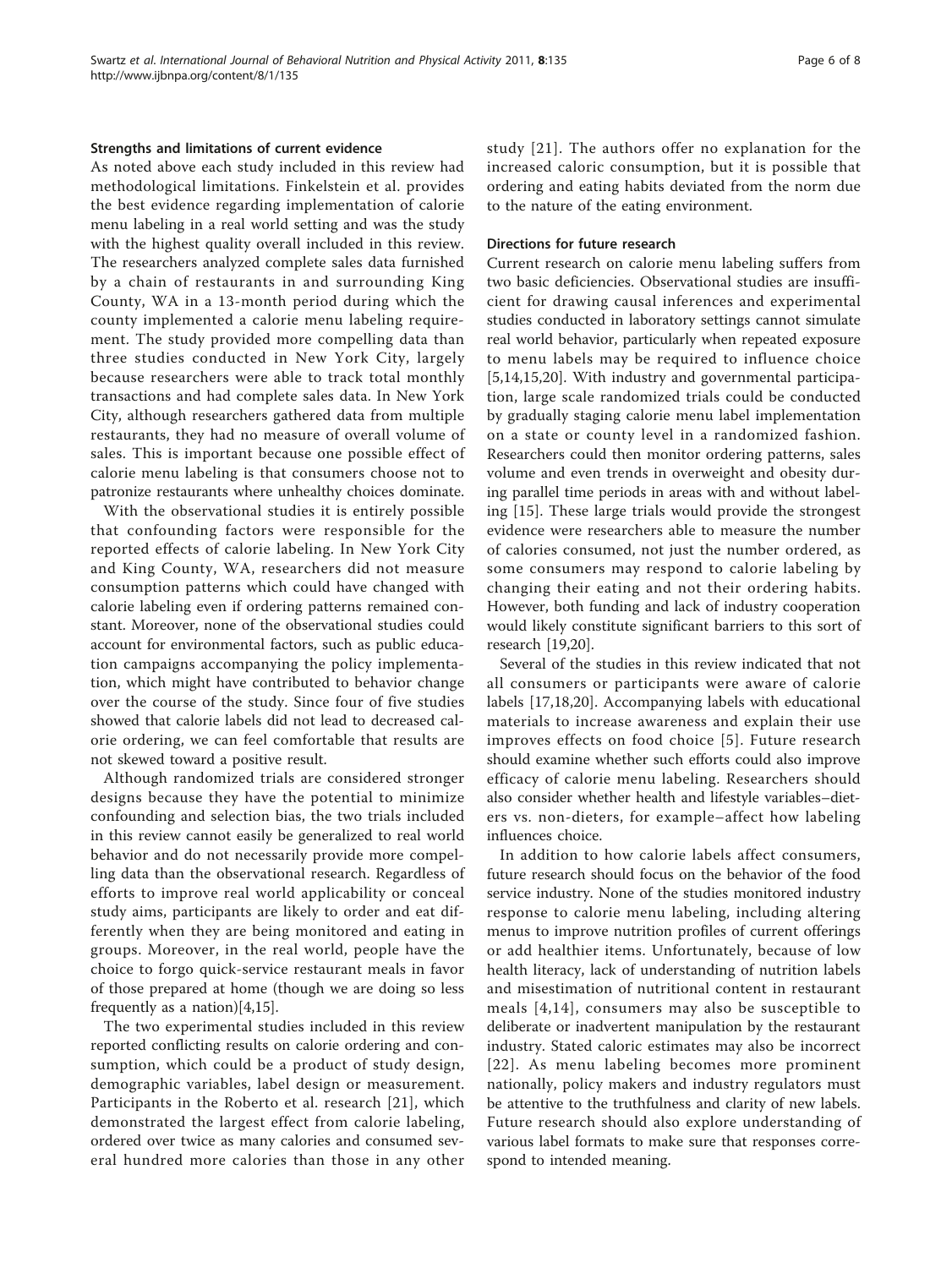### Strengths and limitations of current evidence

As noted above each study included in this review had methodological limitations. Finkelstein et al. provides the best evidence regarding implementation of calorie menu labeling in a real world setting and was the study with the highest quality overall included in this review. The researchers analyzed complete sales data furnished by a chain of restaurants in and surrounding King County, WA in a 13-month period during which the county implemented a calorie menu labeling requirement. The study provided more compelling data than three studies conducted in New York City, largely because researchers were able to track total monthly transactions and had complete sales data. In New York City, although researchers gathered data from multiple restaurants, they had no measure of overall volume of sales. This is important because one possible effect of calorie menu labeling is that consumers choose not to patronize restaurants where unhealthy choices dominate.

With the observational studies it is entirely possible that confounding factors were responsible for the reported effects of calorie labeling. In New York City and King County, WA, researchers did not measure consumption patterns which could have changed with calorie labeling even if ordering patterns remained constant. Moreover, none of the observational studies could account for environmental factors, such as public education campaigns accompanying the policy implementation, which might have contributed to behavior change over the course of the study. Since four of five studies showed that calorie labels did not lead to decreased calorie ordering, we can feel comfortable that results are not skewed toward a positive result.

Although randomized trials are considered stronger designs because they have the potential to minimize confounding and selection bias, the two trials included in this review cannot easily be generalized to real world behavior and do not necessarily provide more compelling data than the observational research. Regardless of efforts to improve real world applicability or conceal study aims, participants are likely to order and eat differently when they are being monitored and eating in groups. Moreover, in the real world, people have the choice to forgo quick-service restaurant meals in favor of those prepared at home (though we are doing so less frequently as a nation)[4,15].

The two experimental studies included in this review reported conflicting results on calorie ordering and consumption, which could be a product of study design, demographic variables, label design or measurement. Participants in the Roberto et al. research [21], which demonstrated the largest effect from calorie labeling, ordered over twice as many calories and consumed several hundred more calories than those in any other study [21]. The authors offer no explanation for the increased caloric consumption, but it is possible that ordering and eating habits deviated from the norm due to the nature of the eating environment.

### Directions for future research

Current research on calorie menu labeling suffers from two basic deficiencies. Observational studies are insufficient for drawing causal inferences and experimental studies conducted in laboratory settings cannot simulate real world behavior, particularly when repeated exposure to menu labels may be required to influence choice [5,14,15,20]. With industry and governmental participation, large scale randomized trials could be conducted by gradually staging calorie menu label implementation on a state or county level in a randomized fashion. Researchers could then monitor ordering patterns, sales volume and even trends in overweight and obesity during parallel time periods in areas with and without labeling [15]. These large trials would provide the strongest evidence were researchers able to measure the number of calories consumed, not just the number ordered, as some consumers may respond to calorie labeling by changing their eating and not their ordering habits. However, both funding and lack of industry cooperation would likely constitute significant barriers to this sort of research [19,20].

Several of the studies in this review indicated that not all consumers or participants were aware of calorie labels [17,18,20]. Accompanying labels with educational materials to increase awareness and explain their use improves effects on food choice [5]. Future research should examine whether such efforts could also improve efficacy of calorie menu labeling. Researchers should also consider whether health and lifestyle variables–dieters vs. non-dieters, for example–affect how labeling influences choice.

In addition to how calorie labels affect consumers, future research should focus on the behavior of the food service industry. None of the studies monitored industry response to calorie menu labeling, including altering menus to improve nutrition profiles of current offerings or add healthier items. Unfortunately, because of low health literacy, lack of understanding of nutrition labels and misestimation of nutritional content in restaurant meals [4,14], consumers may also be susceptible to deliberate or inadvertent manipulation by the restaurant industry. Stated caloric estimates may also be incorrect [22]. As menu labeling becomes more prominent nationally, policy makers and industry regulators must be attentive to the truthfulness and clarity of new labels. Future research should also explore understanding of various label formats to make sure that responses correspond to intended meaning.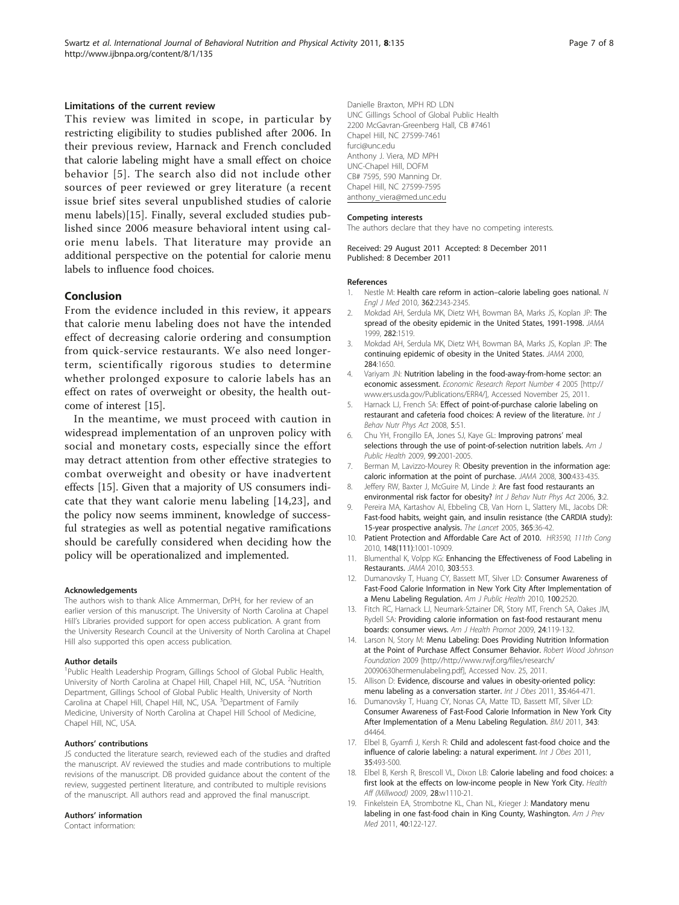### Limitations of the current review

This review was limited in scope, in particular by restricting eligibility to studies published after 2006. In their previous review, Harnack and French concluded that calorie labeling might have a small effect on choice behavior [5]. The search also did not include other sources of peer reviewed or grey literature (a recent issue brief sites several unpublished studies of calorie menu labels)[15]. Finally, several excluded studies published since 2006 measure behavioral intent using calorie menu labels. That literature may provide an additional perspective on the potential for calorie menu labels to influence food choices.

## Conclusion

From the evidence included in this review, it appears that calorie menu labeling does not have the intended effect of decreasing calorie ordering and consumption from quick-service restaurants. We also need longer-term, scientifically rigorous studies to determine whether prolonged exposure to calorie labels has an effect on rates of overweight or obesity, the health outcome of interest [15].

In the meantime, we must proceed with caution in widespread implementation of an unproven policy with social and monetary costs, especially since the effort may detract attention from other effective strategies to combat overweight and obesity or have inadvertent effects [15]. Given that a majority of US consumers indicate that they want calorie menu labeling [14,23], and the policy now seems imminent, knowledge of successful strategies as well as potential negative ramifications should be carefully considered when deciding how the policy will be operationalized and implemented.

#### Acknowledgements

The authors wish to thank Alice Ammerman, DrPH, for her review of an earlier version of this manuscript. The University of North Carolina at Chapel Hill's Libraries provided support for open access publication. A grant from the University Research Council at the University of North Carolina at Chapel Hill also supported this open access publication.

#### Author details

[1]Public Health Leadership Program, Gillings School of Global Public Health, University of North Carolina at Chapel Hill, Chapel Hill, NC, USA. [2]Nutrition Department, Gillings School of Global Public Health, University of North Carolina at Chapel Hill, Chapel Hill, NC, USA. [3]Department of Family Medicine, University of North Carolina at Chapel Hill School of Medicine, Chapel Hill, NC, USA.

#### Authors' contributions

JS conducted the literature search, reviewed each of the studies and drafted the manuscript. AV reviewed the studies and made contributions to multiple revisions of the manuscript. DB provided guidance about the content of the review, suggested pertinent literature, and contributed to multiple revisions of the manuscript. All authors read and approved the final manuscript.

#### Authors' information

Contact information:

Danielle Braxton, MPH RD LDN
UNC Gillings School of Global Public Health
2200 McGavran-Greenberg Hall, CB #7461
Chapel Hill, NC 27599-7461
furci@unc.edu
Anthony J. Viera, MD MPH
UNC-Chapel Hill, DOFM
CB# 7595, 590 Manning Dr.
Chapel Hill, NC 27599-7595
anthony_viera@med.unc.edu

#### Competing interests

The authors declare that they have no competing interests.

Received: 29 August 2011 Accepted: 8 December 2011
Published: 8 December 2011

#### References

1. Nestle M: **Health care reform in action–calorie labeling goes national.** *N Engl J Med* 2010, **362**:2343-2345.
2. Mokdad AH, Serdula MK, Dietz WH, Bowman BA, Marks JS, Koplan JP: **The spread of the obesity epidemic in the United States, 1991-1998.** *JAMA* 1999, **282**:1519.
3. Mokdad AH, Serdula MK, Dietz WH, Bowman BA, Marks JS, Koplan JP: **The continuing epidemic of obesity in the United States.** *JAMA* 2000, **284**:1650.
4. Variyam JN: **Nutrition labeling in the food-away-from-home sector: an economic assessment.** *Economic Research Report Number 4* 2005 [http://www.ers.usda.gov/Publications/ERR4/], Accessed November 25, 2011.
5. Harnack LJ, French SA: **Effect of point-of-purchase calorie labeling on restaurant and cafeteria food choices: A review of the literature.** *Int J Behav Nutr Phys Act* 2008, **5**:51.
6. Chu YH, Frongillo EA, Jones SJ, Kaye GL: **Improving patrons' meal selections through the use of point-of-selection nutrition labels.** *Am J Public Health* 2009, **99**:2001-2005.
7. Berman M, Lavizzo-Mourey R: **Obesity prevention in the information age: caloric information at the point of purchase.** *JAMA* 2008, **300**:433-435.
8. Jeffery RW, Baxter J, McGuire M, Linde J: **Are fast food restaurants an environmental risk factor for obesity?** *Int J Behav Nutr Phys Act* 2006, **3**:2.
9. Pereira MA, Kartashov AI, Ebbeling CB, Van Horn L, Slattery ML, Jacobs DR: **Fast-food habits, weight gain, and insulin resistance (the CARDIA study): 15-year prospective analysis.** *The Lancet* 2005, **365**:36-42.
10. **Patient Protection and Affordable Care Act of 2010.** *HR3590, 111th Cong* 2010, **148(111)**:1001-10909.
11. Blumenthal K, Volpp KG: **Enhancing the Effectiveness of Food Labeling in Restaurants.** *JAMA* 2010, **303**:553.
12. Dumanovsky T, Huang CY, Bassett MT, Silver LD: **Consumer Awareness of Fast-Food Calorie Information in New York City After Implementation of a Menu Labeling Regulation.** *Am J Public Health* 2010, **100**:2520.
13. Fitch RC, Harnack LJ, Neumark-Sztainer DR, Story MT, French SA, Oakes JM, Rydell SA: **Providing calorie information on fast-food restaurant menu boards: consumer views.** *Am J Health Promot* 2009, **24**:119-132.
14. Larson N, Story M: **Menu Labeling: Does Providing Nutrition Information at the Point of Purchase Affect Consumer Behavior.** *Robert Wood Johnson Foundation* 2009 [http://http://www.rwjf.org/files/research/20090630hermenulabeling.pdf], Accessed Nov. 25, 2011.
15. Allison D: **Evidence, discourse and values in obesity-oriented policy: menu labeling as a conversation starter.** *Int J Obes* 2011, **35**:464-471.
16. Dumanovsky T, Huang CY, Nonas CA, Matte TD, Bassett MT, Silver LD: **Consumer Awareness of Fast-Food Calorie Information in New York City After Implementation of a Menu Labeling Regulation.** *BMJ* 2011, **343**: d4464.
17. Elbel B, Gyamfi J, Kersh R: **Child and adolescent fast-food choice and the influence of calorie labeling: a natural experiment.** *Int J Obes* 2011, **35**:493-500.
18. Elbel B, Kersh R, Brescoll VL, Dixon LB: **Calorie labeling and food choices: a first look at the effects on low-income people in New York City.** *Health Aff (Millwood)* 2009, **28**:w1110-21.
19. Finkelstein EA, Strombotne KL, Chan NL, Krieger J: **Mandatory menu labeling in one fast-food chain in King County, Washington.** *Am J Prev Med* 2011, **40**:122-127.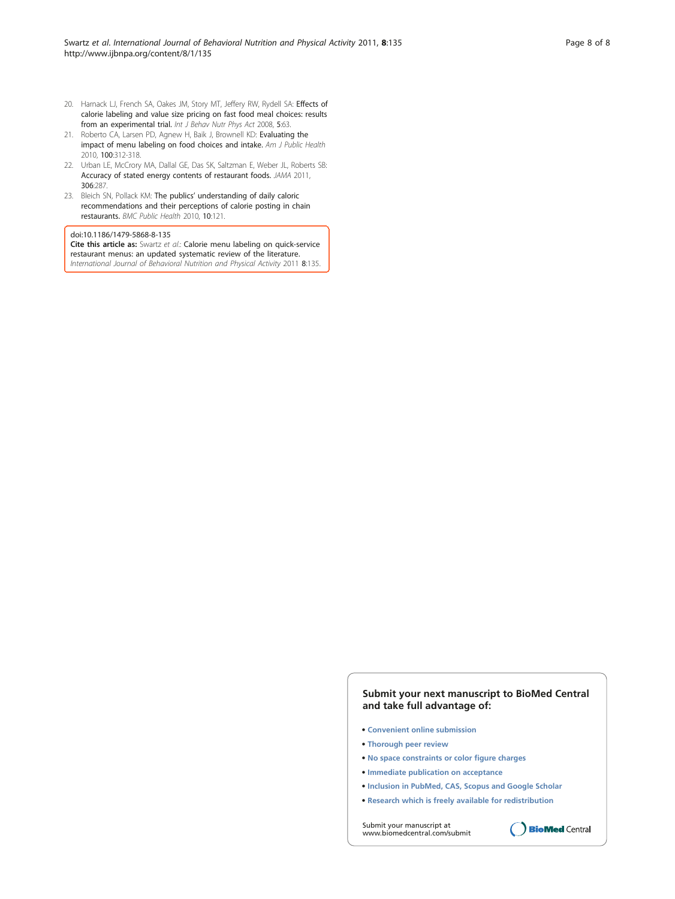20. Harnack LJ, French SA, Oakes JM, Story MT, Jeffery RW, Rydell SA: **Effects of calorie labeling and value size pricing on fast food meal choices: results from an experimental trial.** *Int J Behav Nutr Phys Act* 2008, **5**:63.
21. Roberto CA, Larsen PD, Agnew H, Baik J, Brownell KD: **Evaluating the impact of menu labeling on food choices and intake.** *Am J Public Health* 2010, **100**:312-318.
22. Urban LE, McCrory MA, Dallal GE, Das SK, Saltzman E, Weber JL, Roberts SB: **Accuracy of stated energy contents of restaurant foods.** *JAMA* 2011, **306**:287.
23. Bleich SN, Pollack KM: **The publics' understanding of daily caloric recommendations and their perceptions of calorie posting in chain restaurants.** *BMC Public Health* 2010, **10**:121.

doi:10.1186/1479-5868-8-135
**Cite this article as:** Swartz *et al.*: Calorie menu labeling on quick-service restaurant menus: an updated systematic review of the literature. *International Journal of Behavioral Nutrition and Physical Activity* 2011 **8**:135.

**Submit your next manuscript to BioMed Central and take full advantage of:**

- **Convenient online submission**
- **Thorough peer review**
- **No space constraints or color figure charges**
- **Immediate publication on acceptance**
- **Inclusion in PubMed, CAS, Scopus and Google Scholar**
- **Research which is freely available for redistribution**

Submit your manuscript at
www.biomedcentral.com/submit

BioMed Central